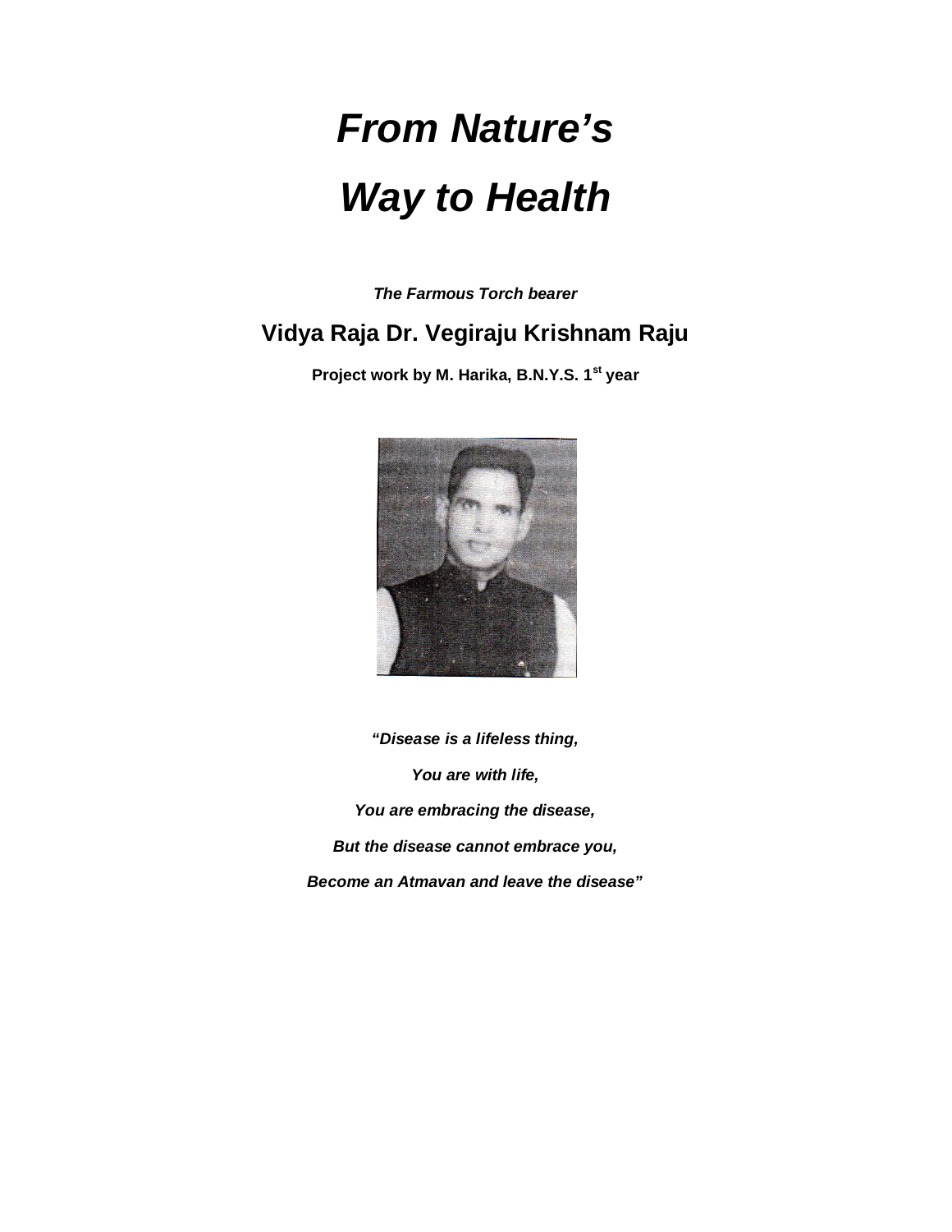# *From Nature's Way to Health*

***The Farmous Torch bearer***

## Vidya Raja Dr. Vegiraju Krishnam Raju

**Project work by M. Harika, B.N.Y.S. 1st year**

***"Disease is a lifeless thing,***

***You are with life,***

***You are embracing the disease,***

***But the disease cannot embrace you,***

***Become an Atmavan and leave the disease"***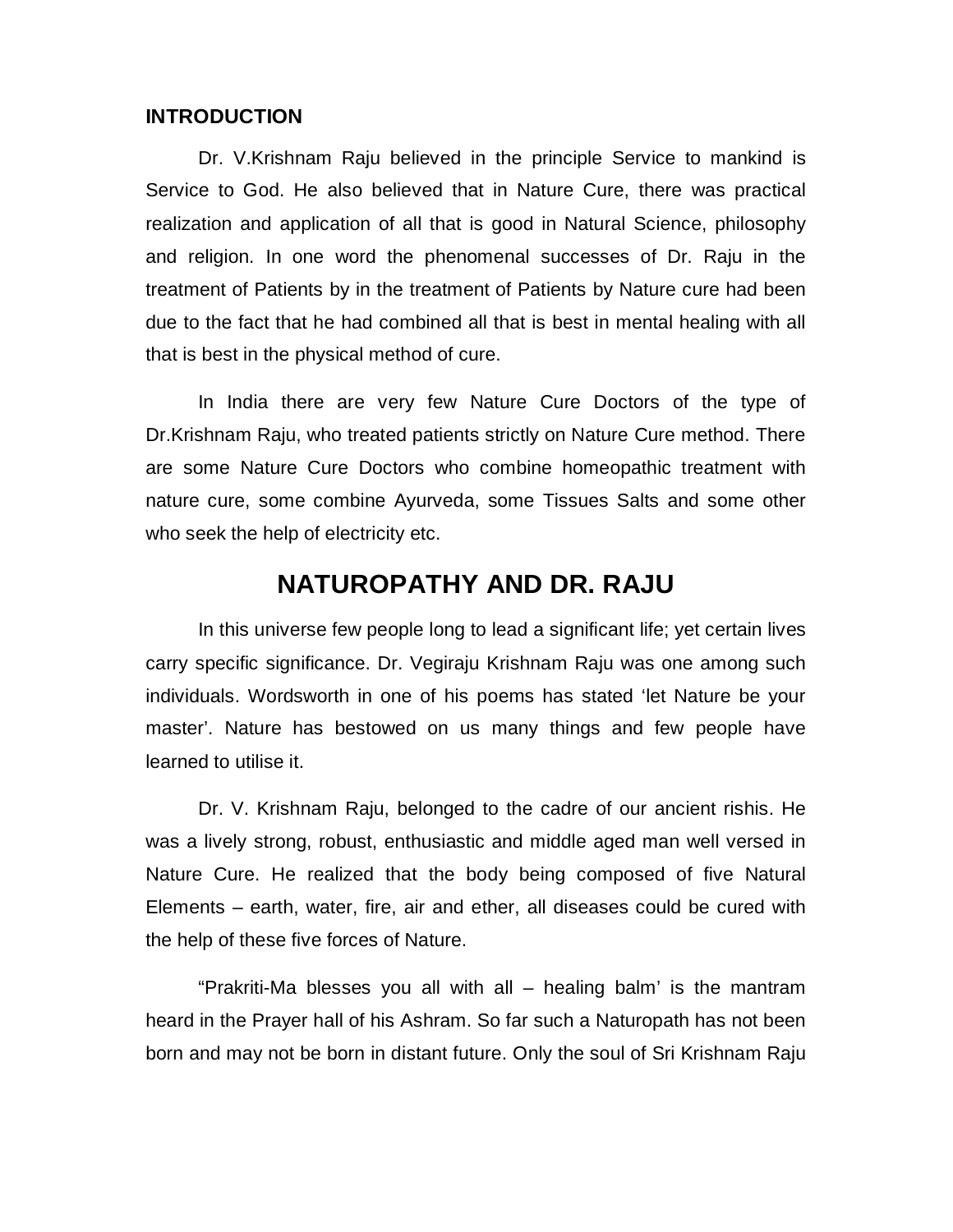**INTRODUCTION**

Dr. V.Krishnam Raju believed in the principle Service to mankind is Service to God. He also believed that in Nature Cure, there was practical realization and application of all that is good in Natural Science, philosophy and religion. In one word the phenomenal successes of Dr. Raju in the treatment of Patients by in the treatment of Patients by Nature cure had been due to the fact that he had combined all that is best in mental healing with all that is best in the physical method of cure.

In India there are very few Nature Cure Doctors of the type of Dr.Krishnam Raju, who treated patients strictly on Nature Cure method. There are some Nature Cure Doctors who combine homeopathic treatment with nature cure, some combine Ayurveda, some Tissues Salts and some other who seek the help of electricity etc.

## NATUROPATHY AND DR. RAJU

In this universe few people long to lead a significant life; yet certain lives carry specific significance. Dr. Vegiraju Krishnam Raju was one among such individuals. Wordsworth in one of his poems has stated 'let Nature be your master'. Nature has bestowed on us many things and few people have learned to utilise it.

Dr. V. Krishnam Raju, belonged to the cadre of our ancient rishis. He was a lively strong, robust, enthusiastic and middle aged man well versed in Nature Cure. He realized that the body being composed of five Natural Elements – earth, water, fire, air and ether, all diseases could be cured with the help of these five forces of Nature.

"Prakriti-Ma blesses you all with all – healing balm' is the mantram heard in the Prayer hall of his Ashram. So far such a Naturopath has not been born and may not be born in distant future. Only the soul of Sri Krishnam Raju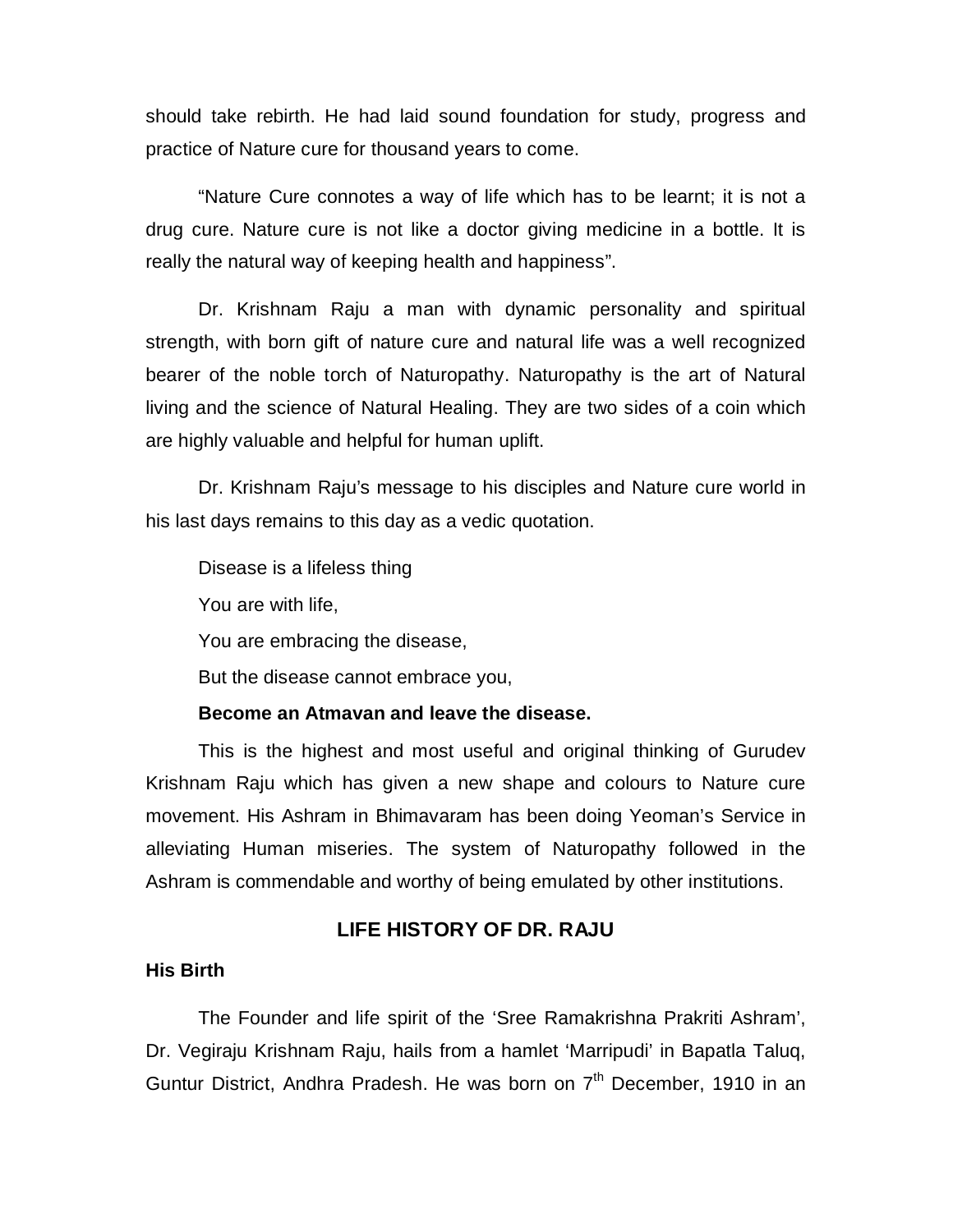should take rebirth. He had laid sound foundation for study, progress and practice of Nature cure for thousand years to come.

"Nature Cure connotes a way of life which has to be learnt; it is not a drug cure. Nature cure is not like a doctor giving medicine in a bottle. It is really the natural way of keeping health and happiness".

Dr. Krishnam Raju a man with dynamic personality and spiritual strength, with born gift of nature cure and natural life was a well recognized bearer of the noble torch of Naturopathy. Naturopathy is the art of Natural living and the science of Natural Healing. They are two sides of a coin which are highly valuable and helpful for human uplift.

Dr. Krishnam Raju's message to his disciples and Nature cure world in his last days remains to this day as a vedic quotation.

Disease is a lifeless thing

You are with life,

You are embracing the disease,

But the disease cannot embrace you,

**Become an Atmavan and leave the disease.**

This is the highest and most useful and original thinking of Gurudev Krishnam Raju which has given a new shape and colours to Nature cure movement. His Ashram in Bhimavaram has been doing Yeoman's Service in alleviating Human miseries. The system of Naturopathy followed in the Ashram is commendable and worthy of being emulated by other institutions.

## LIFE HISTORY OF DR. RAJU

### His Birth

The Founder and life spirit of the 'Sree Ramakrishna Prakriti Ashram', Dr. Vegiraju Krishnam Raju, hails from a hamlet 'Marripudi' in Bapatla Taluq, Guntur District, Andhra Pradesh. He was born on 7th December, 1910 in an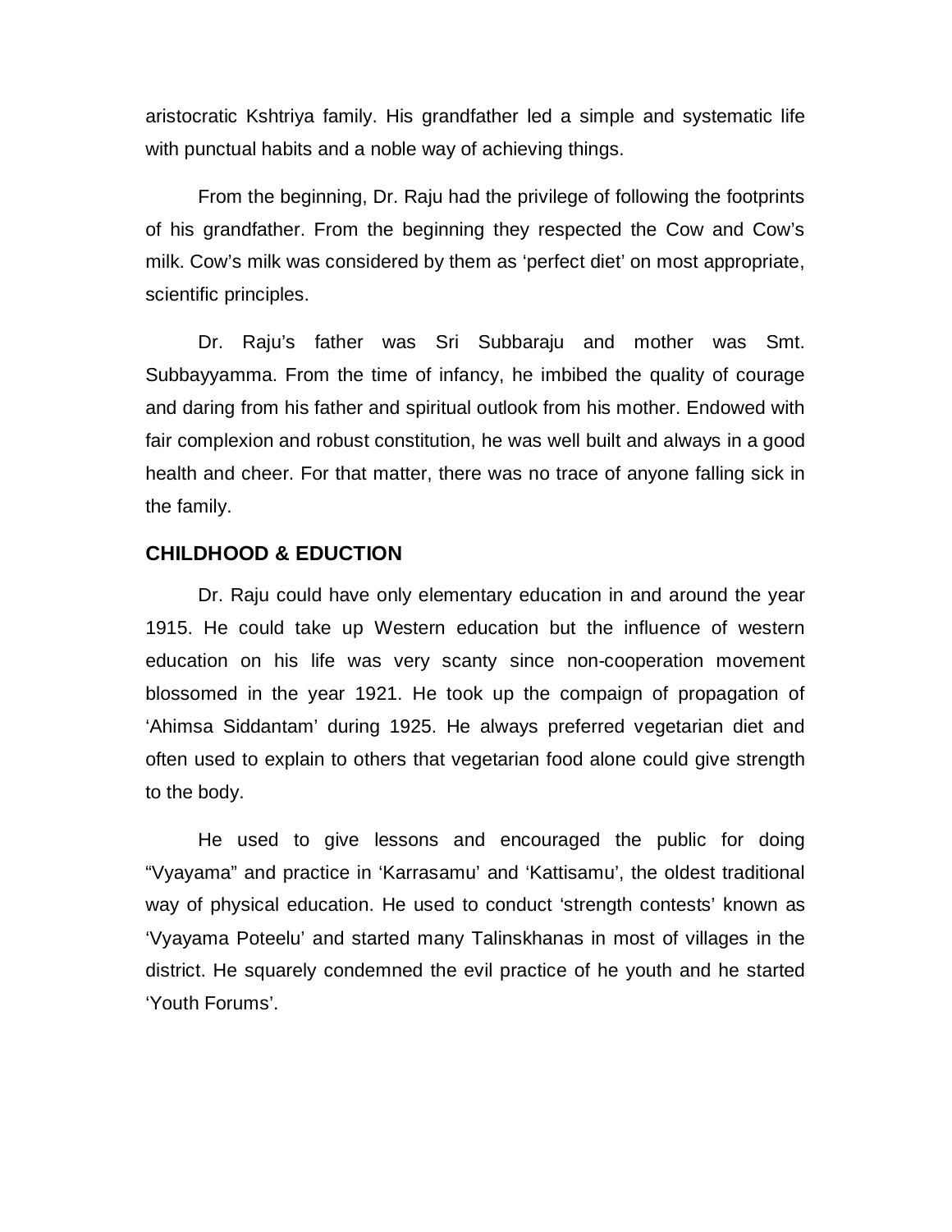aristocratic Kshtriya family. His grandfather led a simple and systematic life with punctual habits and a noble way of achieving things.

From the beginning, Dr. Raju had the privilege of following the footprints of his grandfather. From the beginning they respected the Cow and Cow's milk. Cow's milk was considered by them as 'perfect diet' on most appropriate, scientific principles.

Dr. Raju's father was Sri Subbaraju and mother was Smt. Subbayyamma. From the time of infancy, he imbibed the quality of courage and daring from his father and spiritual outlook from his mother. Endowed with fair complexion and robust constitution, he was well built and always in a good health and cheer. For that matter, there was no trace of anyone falling sick in the family.

## CHILDHOOD & EDUCTION

Dr. Raju could have only elementary education in and around the year 1915. He could take up Western education but the influence of western education on his life was very scanty since non-cooperation movement blossomed in the year 1921. He took up the compaign of propagation of 'Ahimsa Siddantam' during 1925. He always preferred vegetarian diet and often used to explain to others that vegetarian food alone could give strength to the body.

He used to give lessons and encouraged the public for doing "Vyayama" and practice in 'Karrasamu' and 'Kattisamu', the oldest traditional way of physical education. He used to conduct 'strength contests' known as 'Vyayama Poteelu' and started many Talinskhanas in most of villages in the district. He squarely condemned the evil practice of he youth and he started 'Youth Forums'.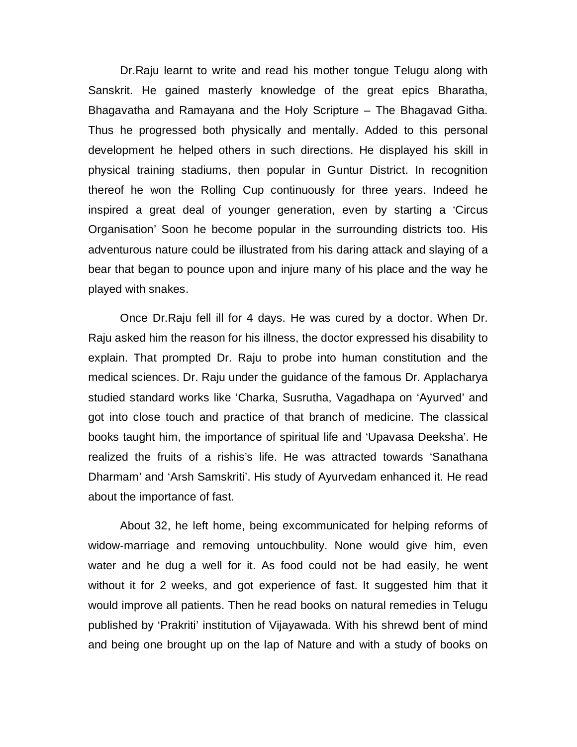Dr.Raju learnt to write and read his mother tongue Telugu along with Sanskrit. He gained masterly knowledge of the great epics Bharatha, Bhagavatha and Ramayana and the Holy Scripture – The Bhagavad Githa. Thus he progressed both physically and mentally. Added to this personal development he helped others in such directions. He displayed his skill in physical training stadiums, then popular in Guntur District. In recognition thereof he won the Rolling Cup continuously for three years. Indeed he inspired a great deal of younger generation, even by starting a 'Circus Organisation' Soon he become popular in the surrounding districts too. His adventurous nature could be illustrated from his daring attack and slaying of a bear that began to pounce upon and injure many of his place and the way he played with snakes.

Once Dr.Raju fell ill for 4 days. He was cured by a doctor. When Dr. Raju asked him the reason for his illness, the doctor expressed his disability to explain. That prompted Dr. Raju to probe into human constitution and the medical sciences. Dr. Raju under the guidance of the famous Dr. Applacharya studied standard works like 'Charka, Susrutha, Vagadhapa on 'Ayurved' and got into close touch and practice of that branch of medicine. The classical books taught him, the importance of spiritual life and 'Upavasa Deeksha'. He realized the fruits of a rishis's life. He was attracted towards 'Sanathana Dharmam' and 'Arsh Samskriti'. His study of Ayurvedam enhanced it. He read about the importance of fast.

About 32, he left home, being excommunicated for helping reforms of widow-marriage and removing untouchbulity. None would give him, even water and he dug a well for it. As food could not be had easily, he went without it for 2 weeks, and got experience of fast. It suggested him that it would improve all patients. Then he read books on natural remedies in Telugu published by 'Prakriti' institution of Vijayawada. With his shrewd bent of mind and being one brought up on the lap of Nature and with a study of books on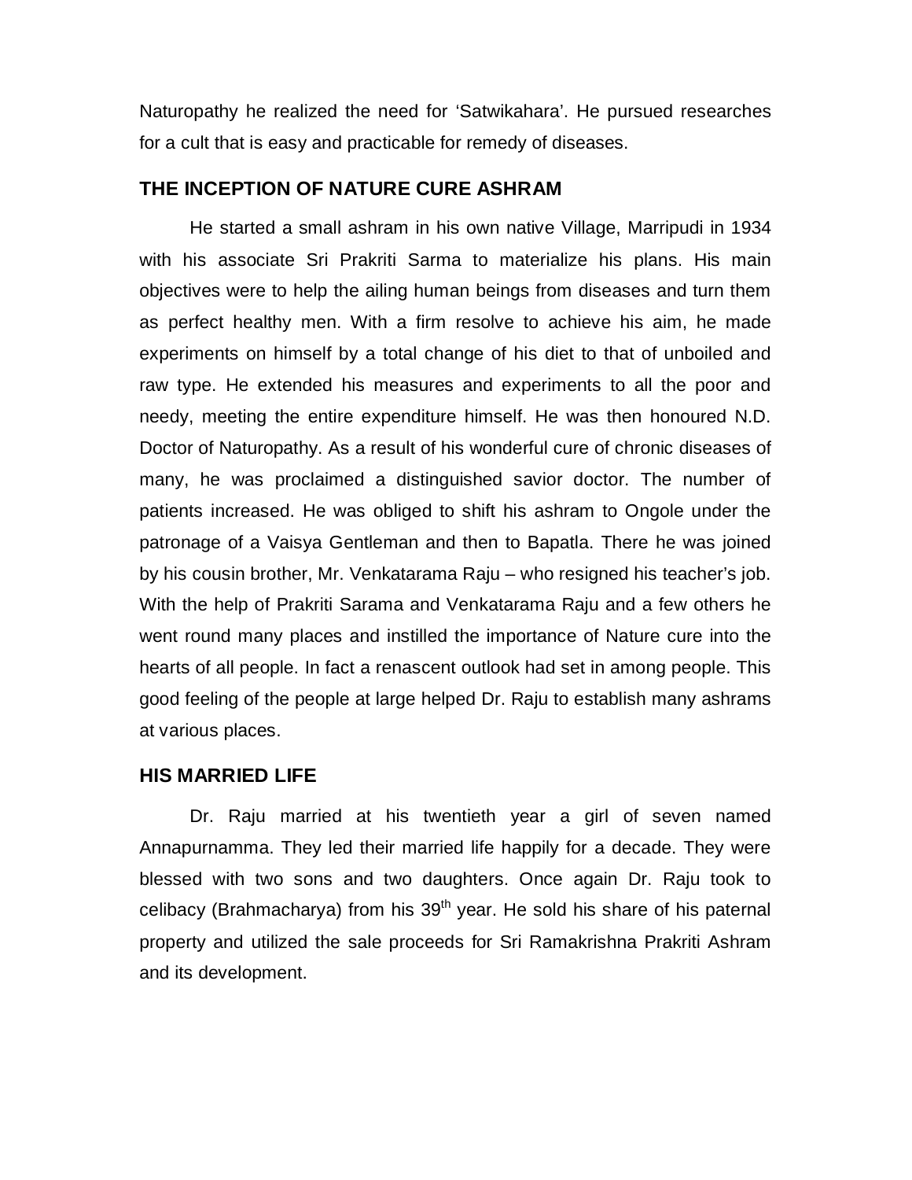Naturopathy he realized the need for 'Satwikahara'. He pursued researches for a cult that is easy and practicable for remedy of diseases.

## THE INCEPTION OF NATURE CURE ASHRAM

He started a small ashram in his own native Village, Marripudi in 1934 with his associate Sri Prakriti Sarma to materialize his plans. His main objectives were to help the ailing human beings from diseases and turn them as perfect healthy men. With a firm resolve to achieve his aim, he made experiments on himself by a total change of his diet to that of unboiled and raw type. He extended his measures and experiments to all the poor and needy, meeting the entire expenditure himself. He was then honoured N.D. Doctor of Naturopathy. As a result of his wonderful cure of chronic diseases of many, he was proclaimed a distinguished savior doctor. The number of patients increased. He was obliged to shift his ashram to Ongole under the patronage of a Vaisya Gentleman and then to Bapatla. There he was joined by his cousin brother, Mr. Venkatarama Raju – who resigned his teacher's job. With the help of Prakriti Sarama and Venkatarama Raju and a few others he went round many places and instilled the importance of Nature cure into the hearts of all people. In fact a renascent outlook had set in among people. This good feeling of the people at large helped Dr. Raju to establish many ashrams at various places.

## HIS MARRIED LIFE

Dr. Raju married at his twentieth year a girl of seven named Annapurnamma. They led their married life happily for a decade. They were blessed with two sons and two daughters. Once again Dr. Raju took to celibacy (Brahmacharya) from his 39th year. He sold his share of his paternal property and utilized the sale proceeds for Sri Ramakrishna Prakriti Ashram and its development.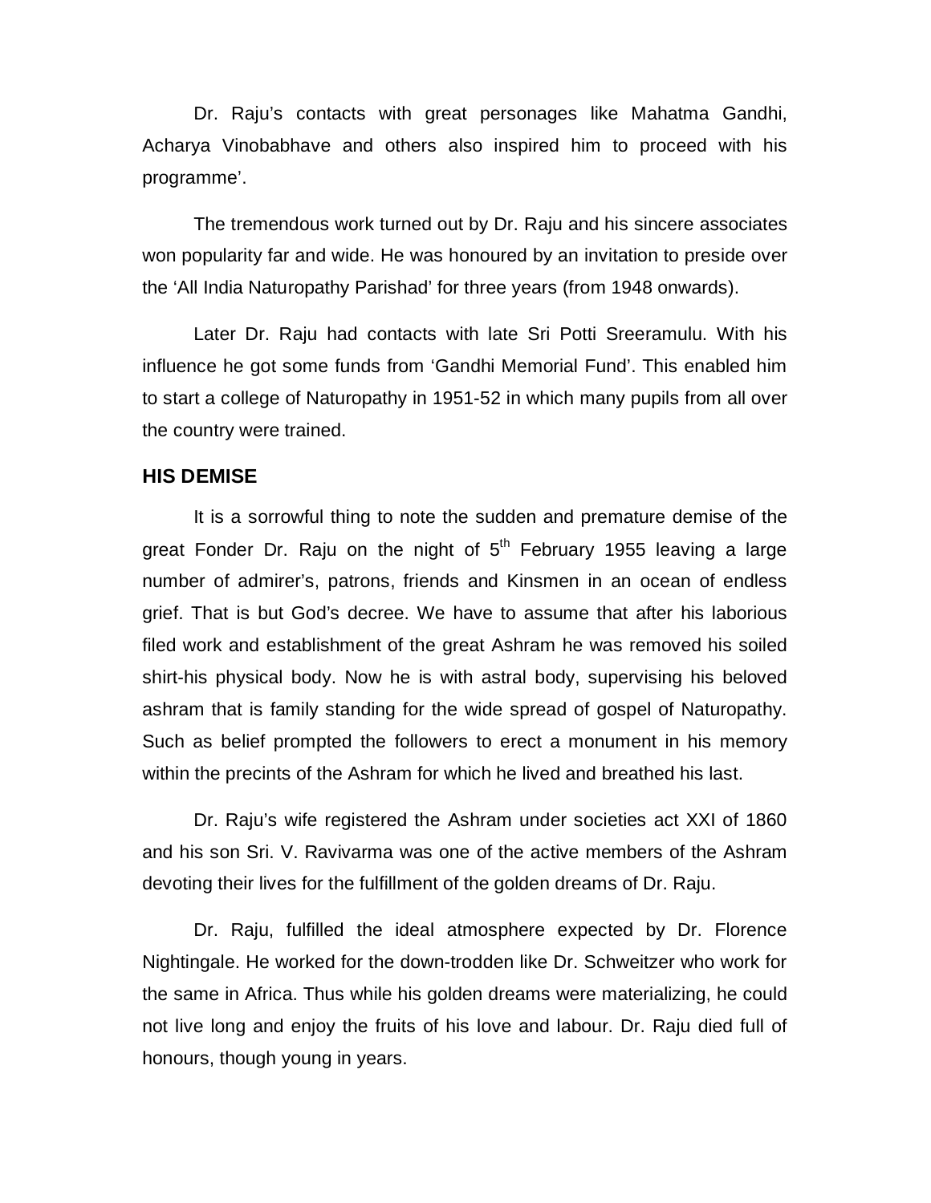Dr. Raju's contacts with great personages like Mahatma Gandhi, Acharya Vinobabhave and others also inspired him to proceed with his programme'.

The tremendous work turned out by Dr. Raju and his sincere associates won popularity far and wide. He was honoured by an invitation to preside over the 'All India Naturopathy Parishad' for three years (from 1948 onwards).

Later Dr. Raju had contacts with late Sri Potti Sreeramulu. With his influence he got some funds from 'Gandhi Memorial Fund'. This enabled him to start a college of Naturopathy in 1951-52 in which many pupils from all over the country were trained.

## HIS DEMISE

It is a sorrowful thing to note the sudden and premature demise of the great Fonder Dr. Raju on the night of 5th February 1955 leaving a large number of admirer's, patrons, friends and Kinsmen in an ocean of endless grief. That is but God's decree. We have to assume that after his laborious filed work and establishment of the great Ashram he was removed his soiled shirt-his physical body. Now he is with astral body, supervising his beloved ashram that is family standing for the wide spread of gospel of Naturopathy. Such as belief prompted the followers to erect a monument in his memory within the precints of the Ashram for which he lived and breathed his last.

Dr. Raju's wife registered the Ashram under societies act XXI of 1860 and his son Sri. V. Ravivarma was one of the active members of the Ashram devoting their lives for the fulfillment of the golden dreams of Dr. Raju.

Dr. Raju, fulfilled the ideal atmosphere expected by Dr. Florence Nightingale. He worked for the down-trodden like Dr. Schweitzer who work for the same in Africa. Thus while his golden dreams were materializing, he could not live long and enjoy the fruits of his love and labour. Dr. Raju died full of honours, though young in years.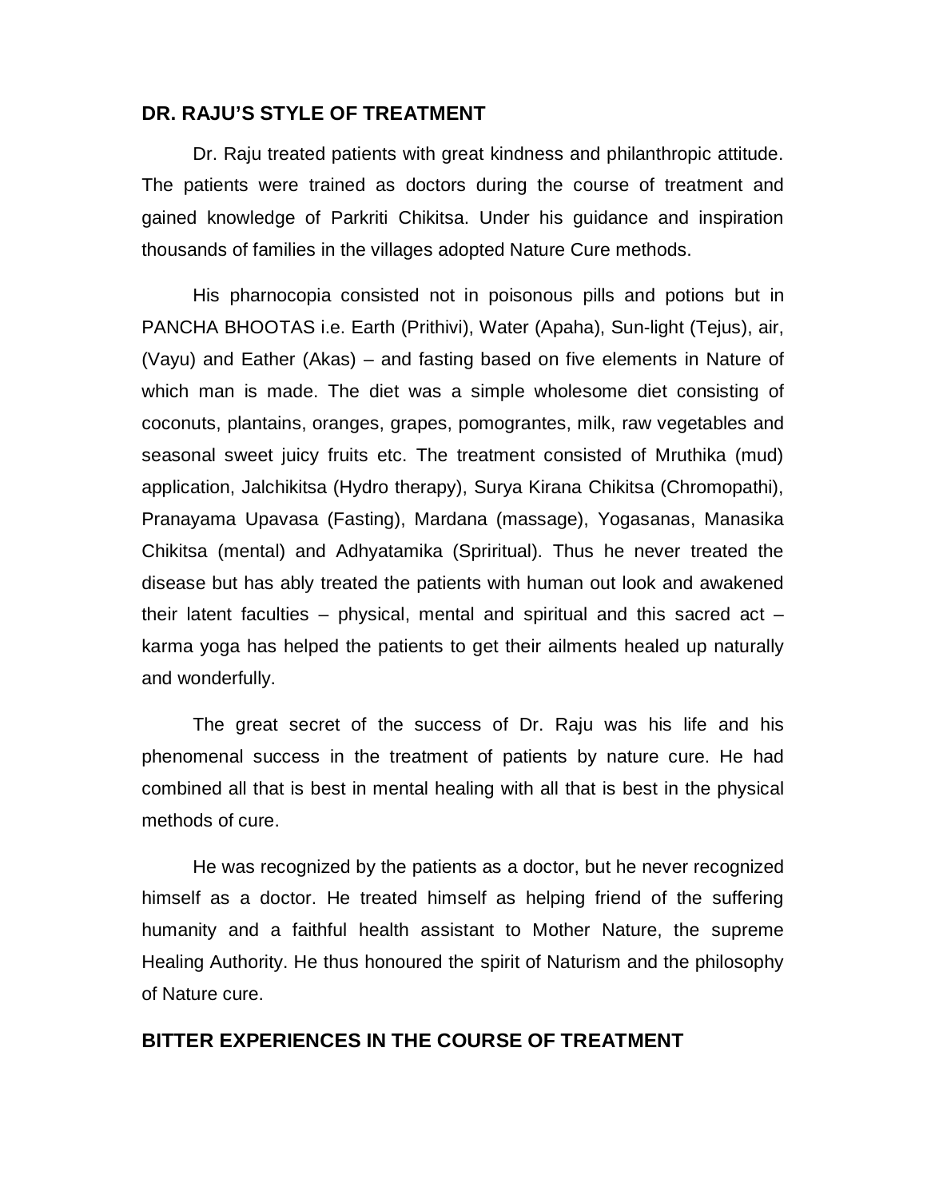## DR. RAJU'S STYLE OF TREATMENT

Dr. Raju treated patients with great kindness and philanthropic attitude. The patients were trained as doctors during the course of treatment and gained knowledge of Parkriti Chikitsa. Under his guidance and inspiration thousands of families in the villages adopted Nature Cure methods.

His pharnocopia consisted not in poisonous pills and potions but in PANCHA BHOOTAS i.e. Earth (Prithivi), Water (Apaha), Sun-light (Tejus), air, (Vayu) and Eather (Akas) – and fasting based on five elements in Nature of which man is made. The diet was a simple wholesome diet consisting of coconuts, plantains, oranges, grapes, pomograntes, milk, raw vegetables and seasonal sweet juicy fruits etc. The treatment consisted of Mruthika (mud) application, Jalchikitsa (Hydro therapy), Surya Kirana Chikitsa (Chromopathi), Pranayama Upavasa (Fasting), Mardana (massage), Yogasanas, Manasika Chikitsa (mental) and Adhyatamika (Spriritual). Thus he never treated the disease but has ably treated the patients with human out look and awakened their latent faculties – physical, mental and spiritual and this sacred act – karma yoga has helped the patients to get their ailments healed up naturally and wonderfully.

The great secret of the success of Dr. Raju was his life and his phenomenal success in the treatment of patients by nature cure. He had combined all that is best in mental healing with all that is best in the physical methods of cure.

He was recognized by the patients as a doctor, but he never recognized himself as a doctor. He treated himself as helping friend of the suffering humanity and a faithful health assistant to Mother Nature, the supreme Healing Authority. He thus honoured the spirit of Naturism and the philosophy of Nature cure.

## BITTER EXPERIENCES IN THE COURSE OF TREATMENT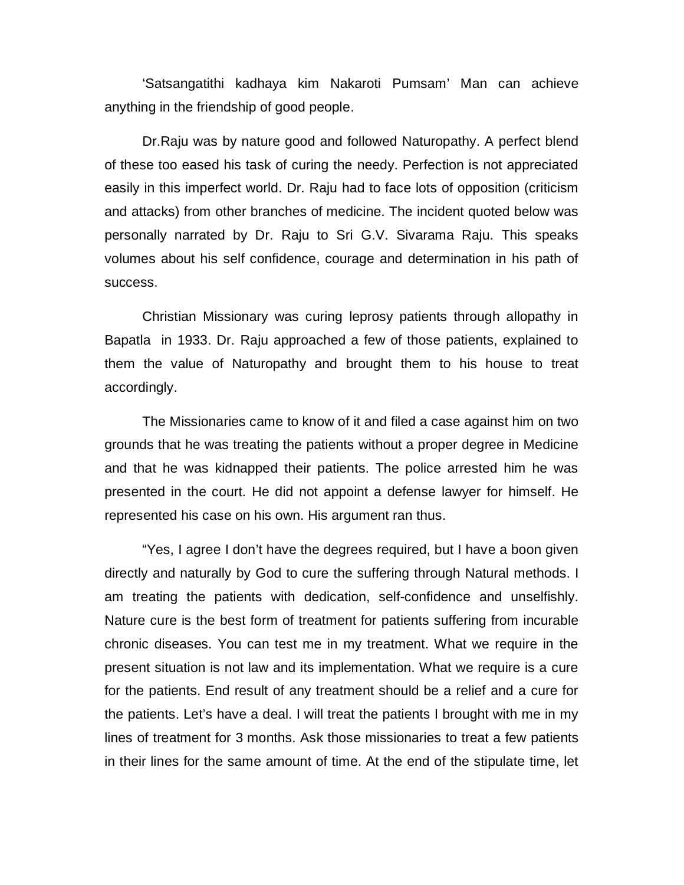'Satsangatithi kadhaya kim Nakaroti Pumsam' Man can achieve anything in the friendship of good people.

Dr.Raju was by nature good and followed Naturopathy. A perfect blend of these too eased his task of curing the needy. Perfection is not appreciated easily in this imperfect world. Dr. Raju had to face lots of opposition (criticism and attacks) from other branches of medicine. The incident quoted below was personally narrated by Dr. Raju to Sri G.V. Sivarama Raju. This speaks volumes about his self confidence, courage and determination in his path of success.

Christian Missionary was curing leprosy patients through allopathy in Bapatla in 1933. Dr. Raju approached a few of those patients, explained to them the value of Naturopathy and brought them to his house to treat accordingly.

The Missionaries came to know of it and filed a case against him on two grounds that he was treating the patients without a proper degree in Medicine and that he was kidnapped their patients. The police arrested him he was presented in the court. He did not appoint a defense lawyer for himself. He represented his case on his own. His argument ran thus.

"Yes, I agree I don't have the degrees required, but I have a boon given directly and naturally by God to cure the suffering through Natural methods. I am treating the patients with dedication, self-confidence and unselfishly. Nature cure is the best form of treatment for patients suffering from incurable chronic diseases. You can test me in my treatment. What we require in the present situation is not law and its implementation. What we require is a cure for the patients. End result of any treatment should be a relief and a cure for the patients. Let's have a deal. I will treat the patients I brought with me in my lines of treatment for 3 months. Ask those missionaries to treat a few patients in their lines for the same amount of time. At the end of the stipulate time, let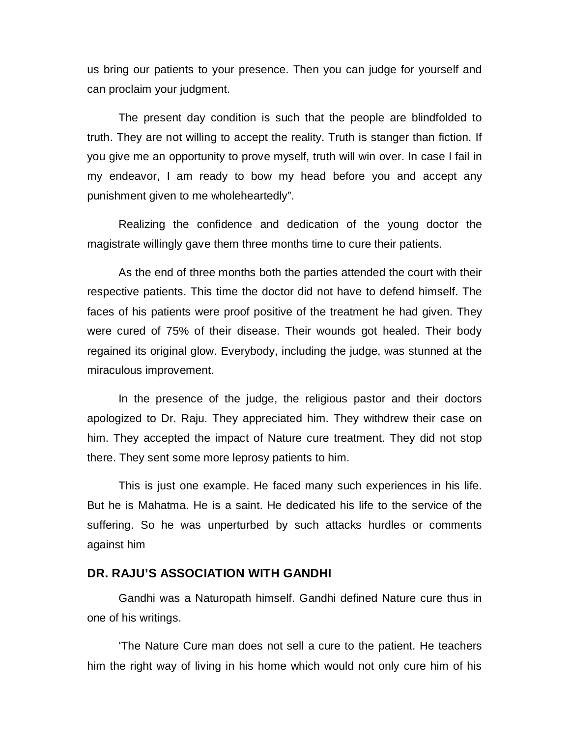us bring our patients to your presence. Then you can judge for yourself and can proclaim your judgment.

The present day condition is such that the people are blindfolded to truth. They are not willing to accept the reality. Truth is stanger than fiction. If you give me an opportunity to prove myself, truth will win over. In case I fail in my endeavor, I am ready to bow my head before you and accept any punishment given to me wholeheartedly".

Realizing the confidence and dedication of the young doctor the magistrate willingly gave them three months time to cure their patients.

As the end of three months both the parties attended the court with their respective patients. This time the doctor did not have to defend himself. The faces of his patients were proof positive of the treatment he had given. They were cured of 75% of their disease. Their wounds got healed. Their body regained its original glow. Everybody, including the judge, was stunned at the miraculous improvement.

In the presence of the judge, the religious pastor and their doctors apologized to Dr. Raju. They appreciated him. They withdrew their case on him. They accepted the impact of Nature cure treatment. They did not stop there. They sent some more leprosy patients to him.

This is just one example. He faced many such experiences in his life. But he is Mahatma. He is a saint. He dedicated his life to the service of the suffering. So he was unperturbed by such attacks hurdles or comments against him

## DR. RAJU'S ASSOCIATION WITH GANDHI

Gandhi was a Naturopath himself. Gandhi defined Nature cure thus in one of his writings.

'The Nature Cure man does not sell a cure to the patient. He teachers him the right way of living in his home which would not only cure him of his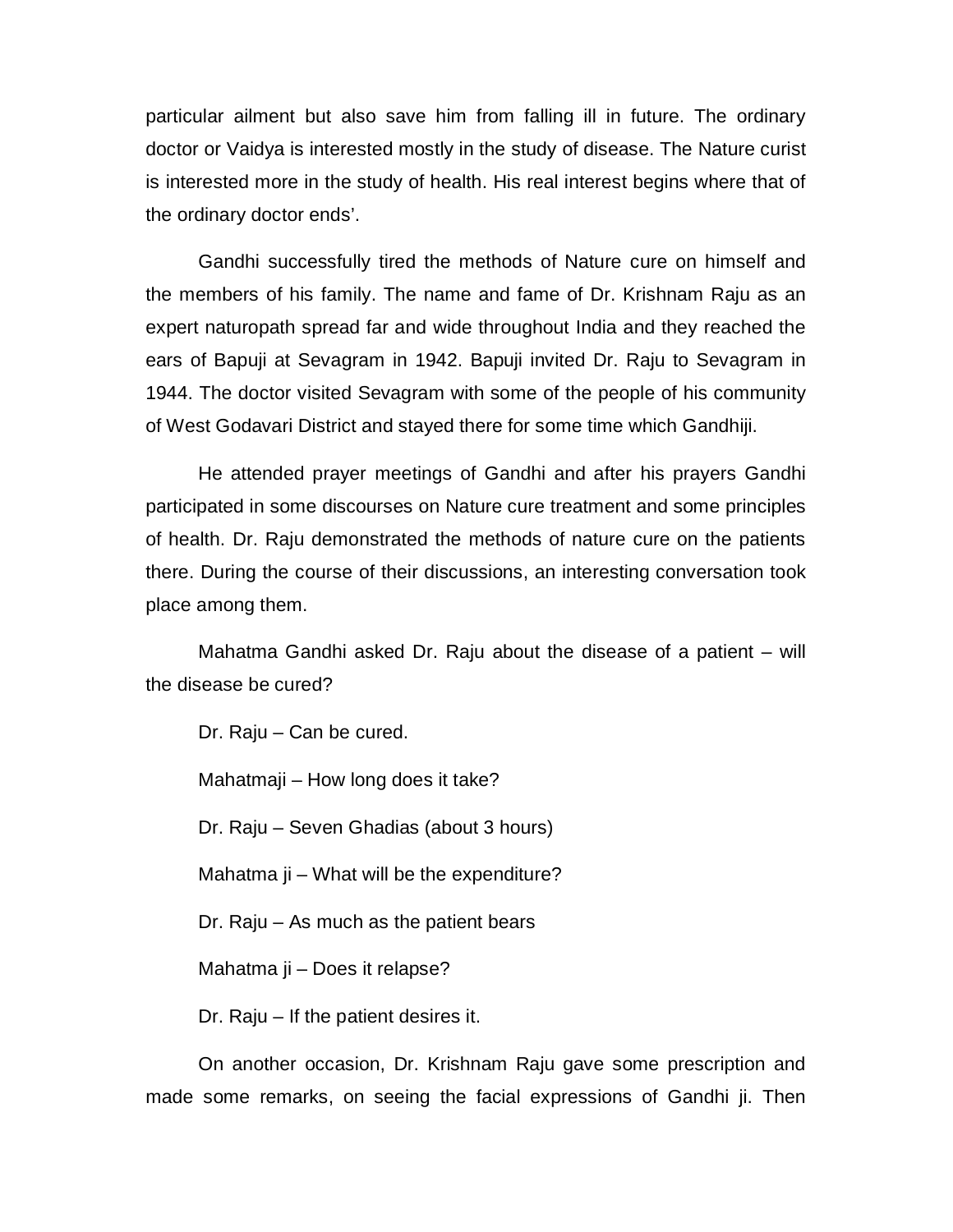particular ailment but also save him from falling ill in future. The ordinary doctor or Vaidya is interested mostly in the study of disease. The Nature curist is interested more in the study of health. His real interest begins where that of the ordinary doctor ends'.

Gandhi successfully tired the methods of Nature cure on himself and the members of his family. The name and fame of Dr. Krishnam Raju as an expert naturopath spread far and wide throughout India and they reached the ears of Bapuji at Sevagram in 1942. Bapuji invited Dr. Raju to Sevagram in 1944. The doctor visited Sevagram with some of the people of his community of West Godavari District and stayed there for some time which Gandhiji.

He attended prayer meetings of Gandhi and after his prayers Gandhi participated in some discourses on Nature cure treatment and some principles of health. Dr. Raju demonstrated the methods of nature cure on the patients there. During the course of their discussions, an interesting conversation took place among them.

Mahatma Gandhi asked Dr. Raju about the disease of a patient – will the disease be cured?

Dr. Raju – Can be cured.

Mahatmaji – How long does it take?

Dr. Raju – Seven Ghadias (about 3 hours)

Mahatma ji – What will be the expenditure?

Dr. Raju – As much as the patient bears

Mahatma ji – Does it relapse?

Dr. Raju – If the patient desires it.

On another occasion, Dr. Krishnam Raju gave some prescription and made some remarks, on seeing the facial expressions of Gandhi ji. Then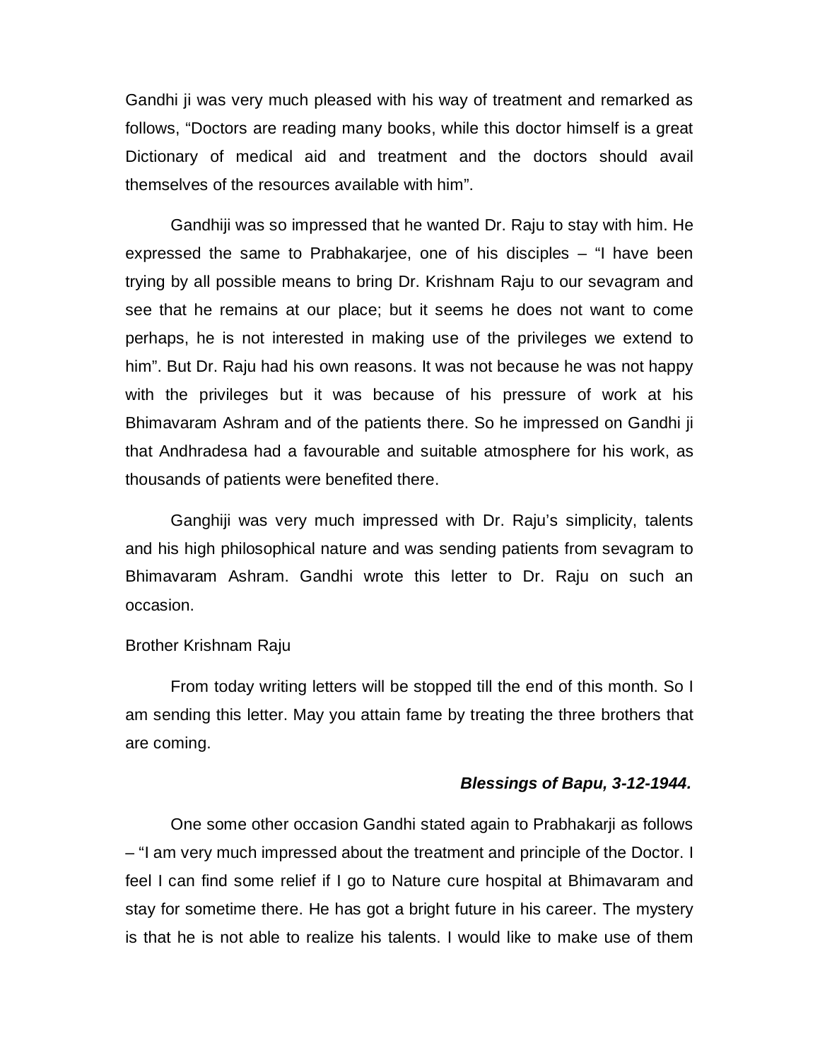Gandhi ji was very much pleased with his way of treatment and remarked as follows, "Doctors are reading many books, while this doctor himself is a great Dictionary of medical aid and treatment and the doctors should avail themselves of the resources available with him".

Gandhiji was so impressed that he wanted Dr. Raju to stay with him. He expressed the same to Prabhakarjee, one of his disciples – "I have been trying by all possible means to bring Dr. Krishnam Raju to our sevagram and see that he remains at our place; but it seems he does not want to come perhaps, he is not interested in making use of the privileges we extend to him". But Dr. Raju had his own reasons. It was not because he was not happy with the privileges but it was because of his pressure of work at his Bhimavaram Ashram and of the patients there. So he impressed on Gandhi ji that Andhradesa had a favourable and suitable atmosphere for his work, as thousands of patients were benefited there.

Ganghiji was very much impressed with Dr. Raju's simplicity, talents and his high philosophical nature and was sending patients from sevagram to Bhimavaram Ashram. Gandhi wrote this letter to Dr. Raju on such an occasion.

Brother Krishnam Raju

From today writing letters will be stopped till the end of this month. So I am sending this letter. May you attain fame by treating the three brothers that are coming.

***Blessings of Bapu, 3-12-1944.***

One some other occasion Gandhi stated again to Prabhakarji as follows – "I am very much impressed about the treatment and principle of the Doctor. I feel I can find some relief if I go to Nature cure hospital at Bhimavaram and stay for sometime there. He has got a bright future in his career. The mystery is that he is not able to realize his talents. I would like to make use of them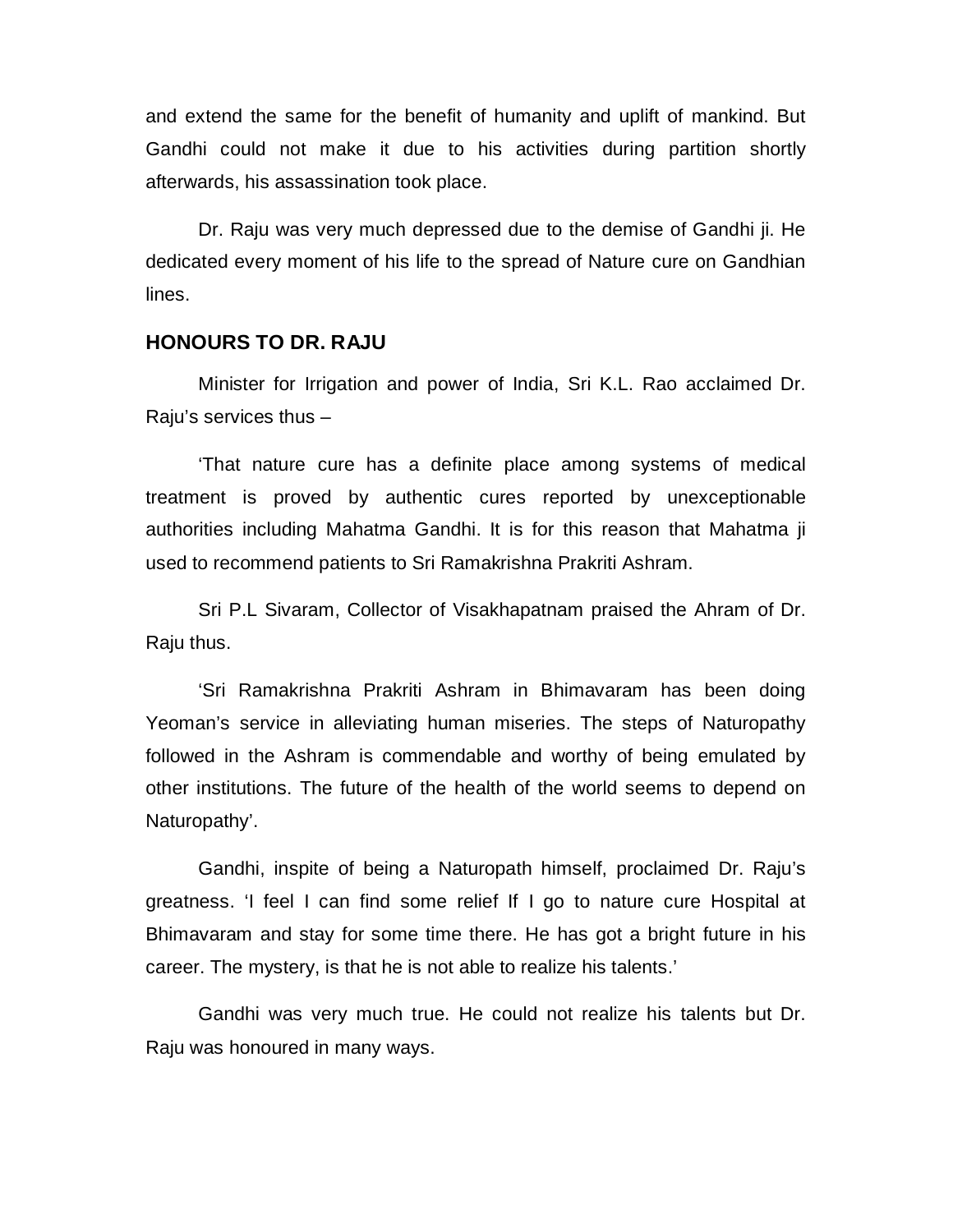and extend the same for the benefit of humanity and uplift of mankind. But Gandhi could not make it due to his activities during partition shortly afterwards, his assassination took place.

Dr. Raju was very much depressed due to the demise of Gandhi ji. He dedicated every moment of his life to the spread of Nature cure on Gandhian lines.

**HONOURS TO DR. RAJU**

Minister for Irrigation and power of India, Sri K.L. Rao acclaimed Dr. Raju's services thus –

'That nature cure has a definite place among systems of medical treatment is proved by authentic cures reported by unexceptionable authorities including Mahatma Gandhi. It is for this reason that Mahatma ji used to recommend patients to Sri Ramakrishna Prakriti Ashram.

Sri P.L Sivaram, Collector of Visakhapatnam praised the Ahram of Dr. Raju thus.

'Sri Ramakrishna Prakriti Ashram in Bhimavaram has been doing Yeoman's service in alleviating human miseries. The steps of Naturopathy followed in the Ashram is commendable and worthy of being emulated by other institutions. The future of the health of the world seems to depend on Naturopathy'.

Gandhi, inspite of being a Naturopath himself, proclaimed Dr. Raju's greatness. 'I feel I can find some relief If I go to nature cure Hospital at Bhimavaram and stay for some time there. He has got a bright future in his career. The mystery, is that he is not able to realize his talents.'

Gandhi was very much true. He could not realize his talents but Dr. Raju was honoured in many ways.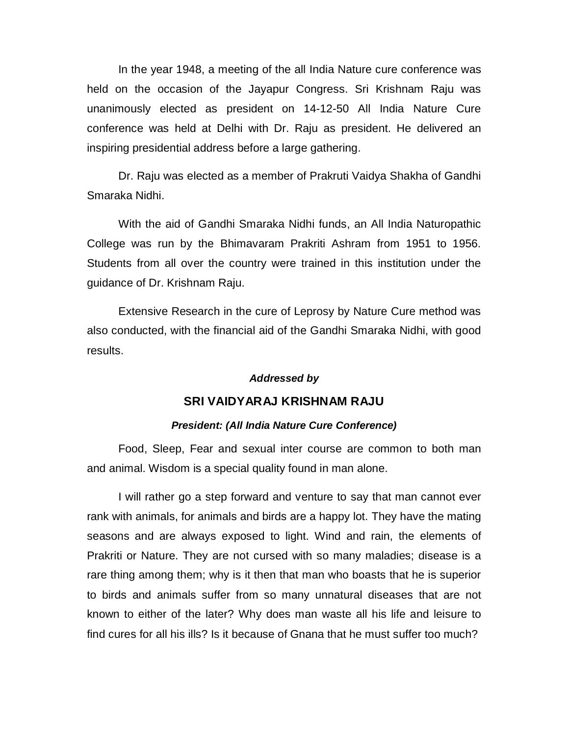In the year 1948, a meeting of the all India Nature cure conference was held on the occasion of the Jayapur Congress. Sri Krishnam Raju was unanimously elected as president on 14-12-50 All India Nature Cure conference was held at Delhi with Dr. Raju as president. He delivered an inspiring presidential address before a large gathering.

Dr. Raju was elected as a member of Prakruti Vaidya Shakha of Gandhi Smaraka Nidhi.

With the aid of Gandhi Smaraka Nidhi funds, an All India Naturopathic College was run by the Bhimavaram Prakriti Ashram from 1951 to 1956. Students from all over the country were trained in this institution under the guidance of Dr. Krishnam Raju.

Extensive Research in the cure of Leprosy by Nature Cure method was also conducted, with the financial aid of the Gandhi Smaraka Nidhi, with good results.

***Addressed by***

**SRI VAIDYARAJ KRISHNAM RAJU**

***President: (All India Nature Cure Conference)***

Food, Sleep, Fear and sexual inter course are common to both man and animal. Wisdom is a special quality found in man alone.

I will rather go a step forward and venture to say that man cannot ever rank with animals, for animals and birds are a happy lot. They have the mating seasons and are always exposed to light. Wind and rain, the elements of Prakriti or Nature. They are not cursed with so many maladies; disease is a rare thing among them; why is it then that man who boasts that he is superior to birds and animals suffer from so many unnatural diseases that are not known to either of the later? Why does man waste all his life and leisure to find cures for all his ills? Is it because of Gnana that he must suffer too much?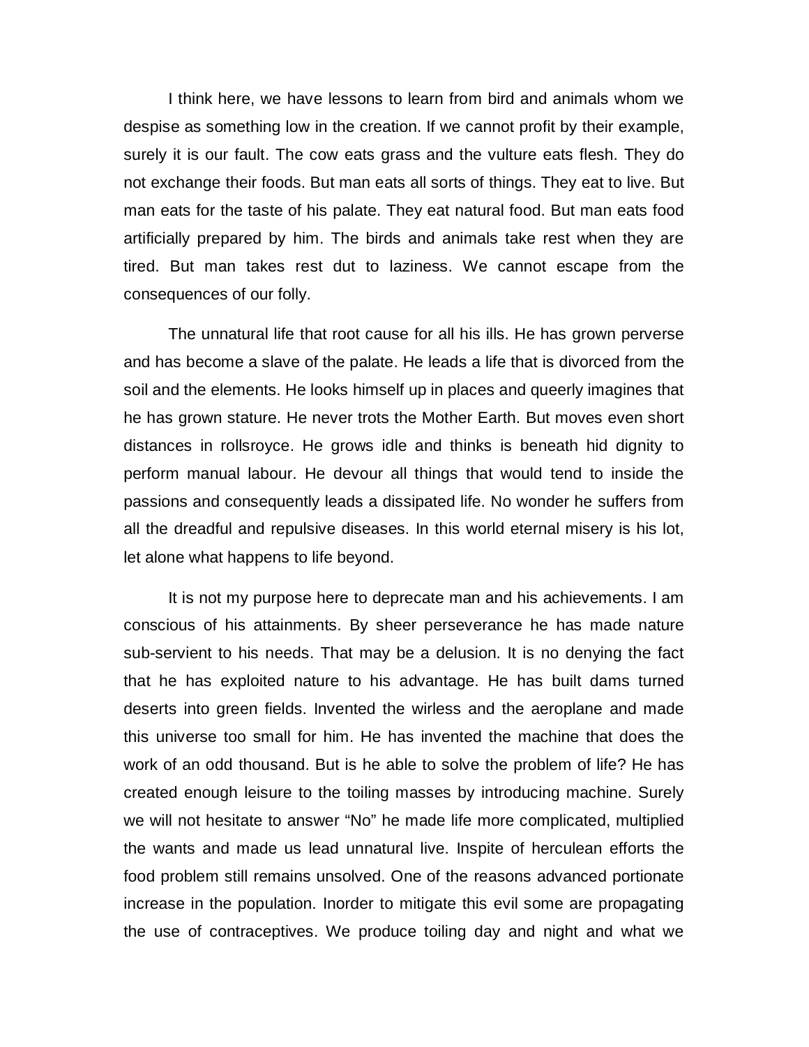I think here, we have lessons to learn from bird and animals whom we despise as something low in the creation. If we cannot profit by their example, surely it is our fault. The cow eats grass and the vulture eats flesh. They do not exchange their foods. But man eats all sorts of things. They eat to live. But man eats for the taste of his palate. They eat natural food. But man eats food artificially prepared by him. The birds and animals take rest when they are tired. But man takes rest dut to laziness. We cannot escape from the consequences of our folly.

The unnatural life that root cause for all his ills. He has grown perverse and has become a slave of the palate. He leads a life that is divorced from the soil and the elements. He looks himself up in places and queerly imagines that he has grown stature. He never trots the Mother Earth. But moves even short distances in rollsroyce. He grows idle and thinks is beneath hid dignity to perform manual labour. He devour all things that would tend to inside the passions and consequently leads a dissipated life. No wonder he suffers from all the dreadful and repulsive diseases. In this world eternal misery is his lot, let alone what happens to life beyond.

It is not my purpose here to deprecate man and his achievements. I am conscious of his attainments. By sheer perseverance he has made nature sub-servient to his needs. That may be a delusion. It is no denying the fact that he has exploited nature to his advantage. He has built dams turned deserts into green fields. Invented the wirless and the aeroplane and made this universe too small for him. He has invented the machine that does the work of an odd thousand. But is he able to solve the problem of life? He has created enough leisure to the toiling masses by introducing machine. Surely we will not hesitate to answer "No" he made life more complicated, multiplied the wants and made us lead unnatural live. Inspite of herculean efforts the food problem still remains unsolved. One of the reasons advanced portionate increase in the population. Inorder to mitigate this evil some are propagating the use of contraceptives. We produce toiling day and night and what we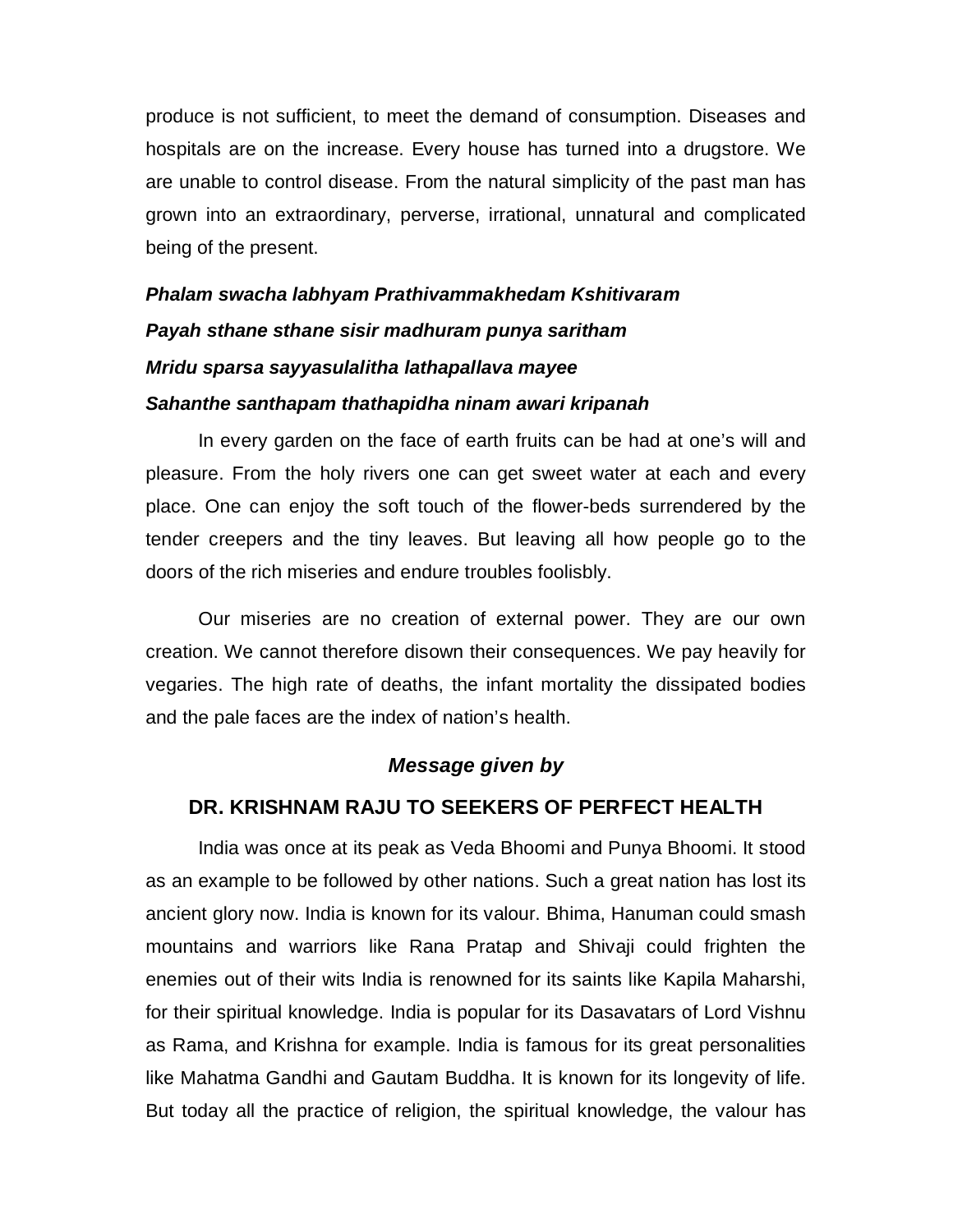produce is not sufficient, to meet the demand of consumption. Diseases and hospitals are on the increase. Every house has turned into a drugstore. We are unable to control disease. From the natural simplicity of the past man has grown into an extraordinary, perverse, irrational, unnatural and complicated being of the present.

***Phalam swacha labhyam Prathivammakhedam Kshitivaram***

***Payah sthane sthane sisir madhuram punya saritham***

***Mridu sparsa sayyasulalitha lathapallava mayee***

***Sahanthe santhapam thathapidha ninam awari kripanah***

In every garden on the face of earth fruits can be had at one's will and pleasure. From the holy rivers one can get sweet water at each and every place. One can enjoy the soft touch of the flower-beds surrendered by the tender creepers and the tiny leaves. But leaving all how people go to the doors of the rich miseries and endure troubles foolisbly.

Our miseries are no creation of external power. They are our own creation. We cannot therefore disown their consequences. We pay heavily for vegaries. The high rate of deaths, the infant mortality the dissipated bodies and the pale faces are the index of nation's health.

## *Message given by*

## DR. KRISHNAM RAJU TO SEEKERS OF PERFECT HEALTH

India was once at its peak as Veda Bhoomi and Punya Bhoomi. It stood as an example to be followed by other nations. Such a great nation has lost its ancient glory now. India is known for its valour. Bhima, Hanuman could smash mountains and warriors like Rana Pratap and Shivaji could frighten the enemies out of their wits India is renowned for its saints like Kapila Maharshi, for their spiritual knowledge. India is popular for its Dasavatars of Lord Vishnu as Rama, and Krishna for example. India is famous for its great personalities like Mahatma Gandhi and Gautam Buddha. It is known for its longevity of life. But today all the practice of religion, the spiritual knowledge, the valour has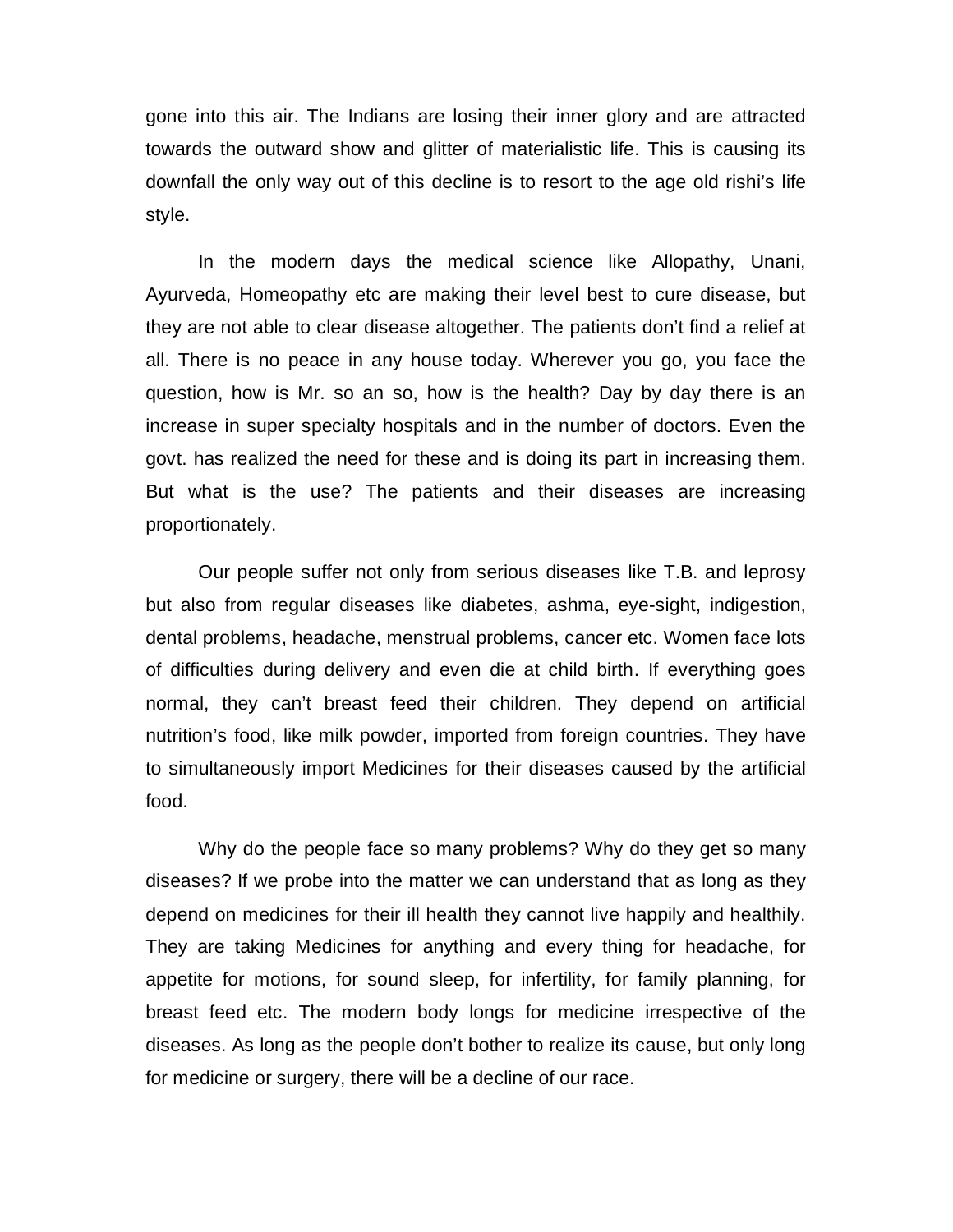gone into this air. The Indians are losing their inner glory and are attracted towards the outward show and glitter of materialistic life. This is causing its downfall the only way out of this decline is to resort to the age old rishi's life style.

In the modern days the medical science like Allopathy, Unani, Ayurveda, Homeopathy etc are making their level best to cure disease, but they are not able to clear disease altogether. The patients don't find a relief at all. There is no peace in any house today. Wherever you go, you face the question, how is Mr. so an so, how is the health? Day by day there is an increase in super specialty hospitals and in the number of doctors. Even the govt. has realized the need for these and is doing its part in increasing them. But what is the use? The patients and their diseases are increasing proportionately.

Our people suffer not only from serious diseases like T.B. and leprosy but also from regular diseases like diabetes, ashma, eye-sight, indigestion, dental problems, headache, menstrual problems, cancer etc. Women face lots of difficulties during delivery and even die at child birth. If everything goes normal, they can't breast feed their children. They depend on artificial nutrition's food, like milk powder, imported from foreign countries. They have to simultaneously import Medicines for their diseases caused by the artificial food.

Why do the people face so many problems? Why do they get so many diseases? If we probe into the matter we can understand that as long as they depend on medicines for their ill health they cannot live happily and healthily. They are taking Medicines for anything and every thing for headache, for appetite for motions, for sound sleep, for infertility, for family planning, for breast feed etc. The modern body longs for medicine irrespective of the diseases. As long as the people don't bother to realize its cause, but only long for medicine or surgery, there will be a decline of our race.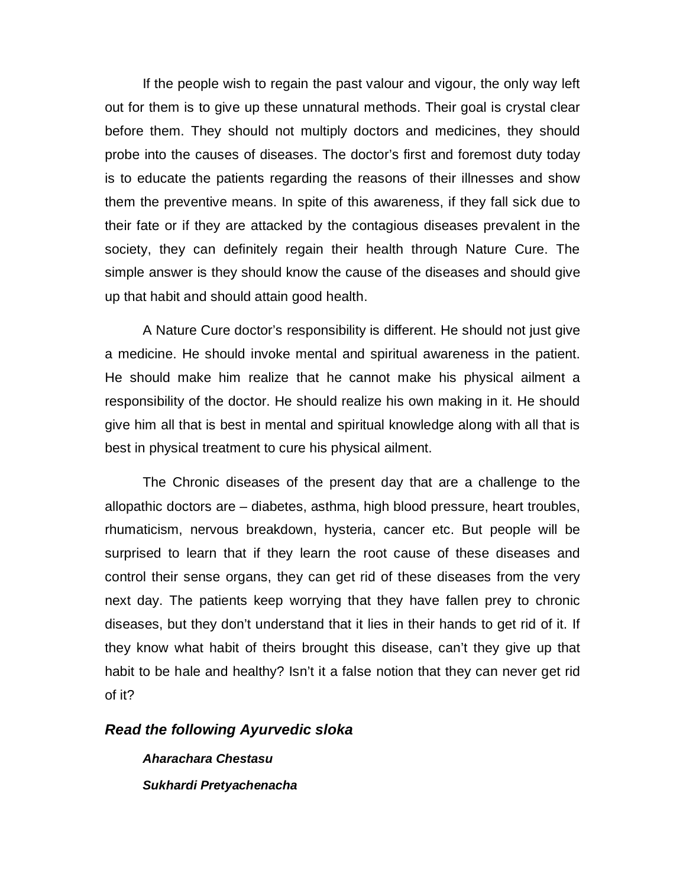If the people wish to regain the past valour and vigour, the only way left out for them is to give up these unnatural methods. Their goal is crystal clear before them. They should not multiply doctors and medicines, they should probe into the causes of diseases. The doctor's first and foremost duty today is to educate the patients regarding the reasons of their illnesses and show them the preventive means. In spite of this awareness, if they fall sick due to their fate or if they are attacked by the contagious diseases prevalent in the society, they can definitely regain their health through Nature Cure. The simple answer is they should know the cause of the diseases and should give up that habit and should attain good health.

A Nature Cure doctor's responsibility is different. He should not just give a medicine. He should invoke mental and spiritual awareness in the patient. He should make him realize that he cannot make his physical ailment a responsibility of the doctor. He should realize his own making in it. He should give him all that is best in mental and spiritual knowledge along with all that is best in physical treatment to cure his physical ailment.

The Chronic diseases of the present day that are a challenge to the allopathic doctors are – diabetes, asthma, high blood pressure, heart troubles, rhumaticism, nervous breakdown, hysteria, cancer etc. But people will be surprised to learn that if they learn the root cause of these diseases and control their sense organs, they can get rid of these diseases from the very next day. The patients keep worrying that they have fallen prey to chronic diseases, but they don't understand that it lies in their hands to get rid of it. If they know what habit of theirs brought this disease, can't they give up that habit to be hale and healthy? Isn't it a false notion that they can never get rid of it?

### *Read the following Ayurvedic sloka*

***Aharachara Chestasu***

***Sukhardi Pretyachenacha***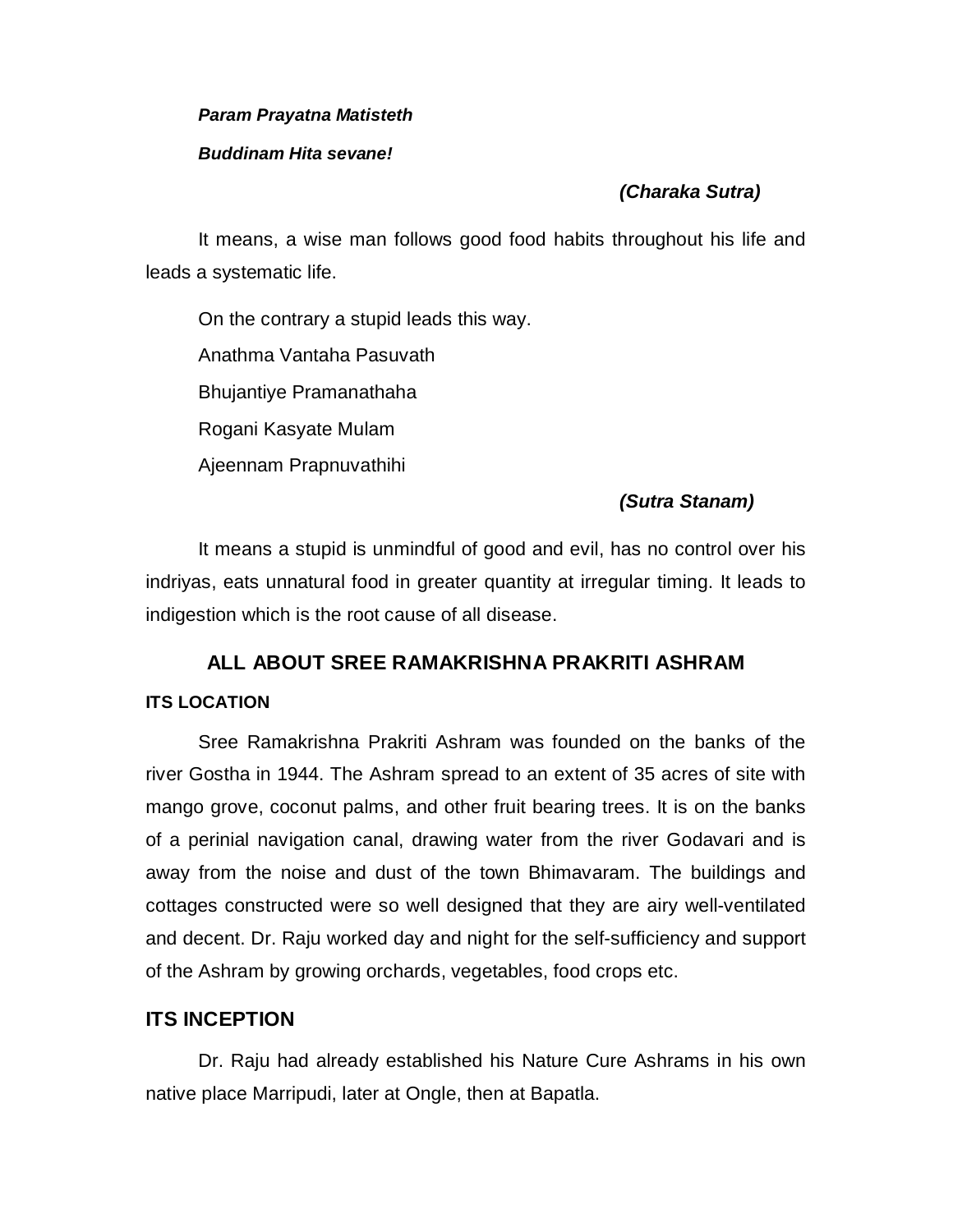***Param Prayatna Matisteth***

***Buddinam Hita sevane!***

***(Charaka Sutra)***

It means, a wise man follows good food habits throughout his life and leads a systematic life.

On the contrary a stupid leads this way.

Anathma Vantaha Pasuvath

Bhujantiye Pramanathaha

Rogani Kasyate Mulam

Ajeennam Prapnuvathihi

***(Sutra Stanam)***

It means a stupid is unmindful of good and evil, has no control over his indriyas, eats unnatural food in greater quantity at irregular timing. It leads to indigestion which is the root cause of all disease.

## ALL ABOUT SREE RAMAKRISHNA PRAKRITI ASHRAM

#### ITS LOCATION

Sree Ramakrishna Prakriti Ashram was founded on the banks of the river Gostha in 1944. The Ashram spread to an extent of 35 acres of site with mango grove, coconut palms, and other fruit bearing trees. It is on the banks of a perinial navigation canal, drawing water from the river Godavari and is away from the noise and dust of the town Bhimavaram. The buildings and cottages constructed were so well designed that they are airy well-ventilated and decent. Dr. Raju worked day and night for the self-sufficiency and support of the Ashram by growing orchards, vegetables, food crops etc.

### ITS INCEPTION

Dr. Raju had already established his Nature Cure Ashrams in his own native place Marripudi, later at Ongle, then at Bapatla.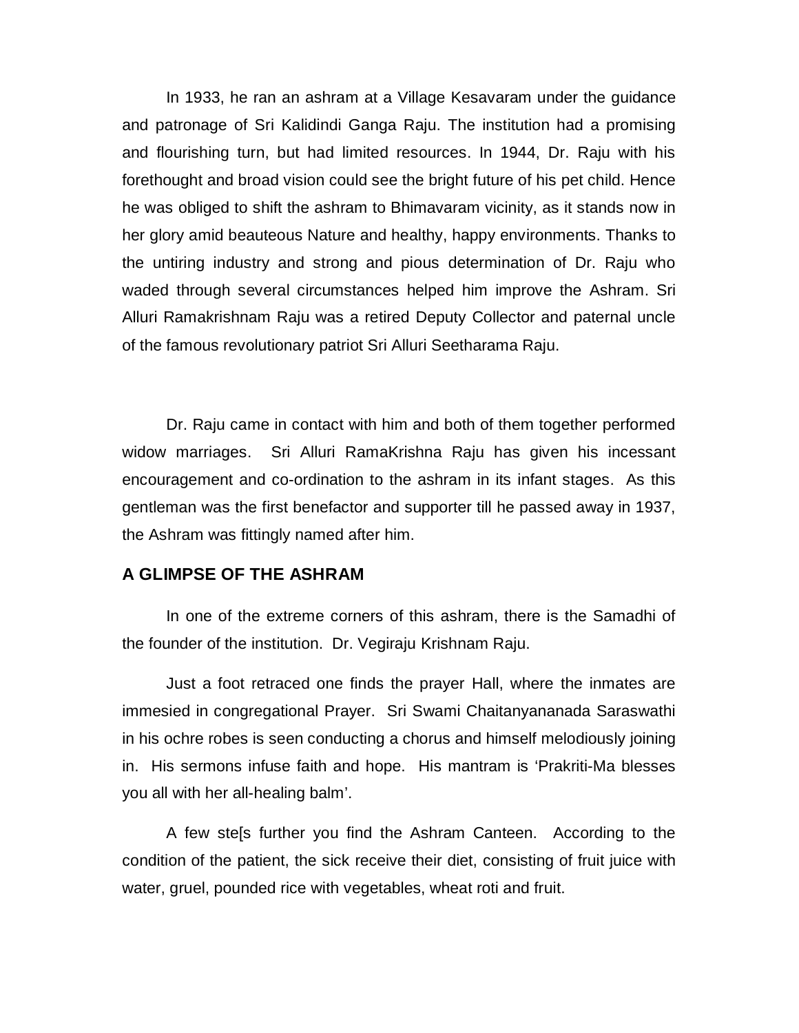In 1933, he ran an ashram at a Village Kesavaram under the guidance and patronage of Sri Kalidindi Ganga Raju. The institution had a promising and flourishing turn, but had limited resources. In 1944, Dr. Raju with his forethought and broad vision could see the bright future of his pet child. Hence he was obliged to shift the ashram to Bhimavaram vicinity, as it stands now in her glory amid beauteous Nature and healthy, happy environments. Thanks to the untiring industry and strong and pious determination of Dr. Raju who waded through several circumstances helped him improve the Ashram. Sri Alluri Ramakrishnam Raju was a retired Deputy Collector and paternal uncle of the famous revolutionary patriot Sri Alluri Seetharama Raju.

Dr. Raju came in contact with him and both of them together performed widow marriages. Sri Alluri RamaKrishna Raju has given his incessant encouragement and co-ordination to the ashram in its infant stages. As this gentleman was the first benefactor and supporter till he passed away in 1937, the Ashram was fittingly named after him.

## A GLIMPSE OF THE ASHRAM

In one of the extreme corners of this ashram, there is the Samadhi of the founder of the institution. Dr. Vegiraju Krishnam Raju.

Just a foot retraced one finds the prayer Hall, where the inmates are immesied in congregational Prayer. Sri Swami Chaitanyananada Saraswathi in his ochre robes is seen conducting a chorus and himself melodiously joining in. His sermons infuse faith and hope. His mantram is 'Prakriti-Ma blesses you all with her all-healing balm'.

A few ste[s further you find the Ashram Canteen. According to the condition of the patient, the sick receive their diet, consisting of fruit juice with water, gruel, pounded rice with vegetables, wheat roti and fruit.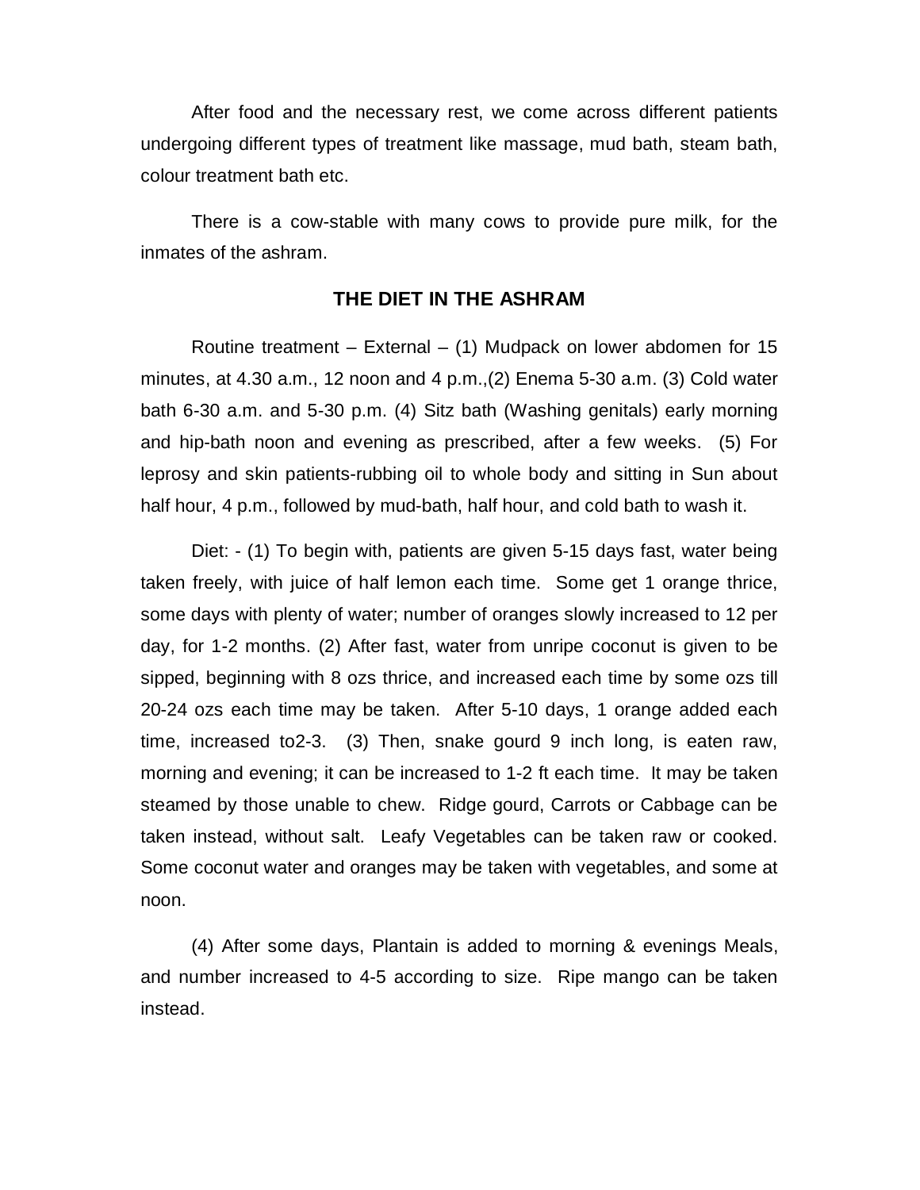After food and the necessary rest, we come across different patients undergoing different types of treatment like massage, mud bath, steam bath, colour treatment bath etc.

There is a cow-stable with many cows to provide pure milk, for the inmates of the ashram.

## THE DIET IN THE ASHRAM

Routine treatment – External – (1) Mudpack on lower abdomen for 15 minutes, at 4.30 a.m., 12 noon and 4 p.m.,(2) Enema 5-30 a.m. (3) Cold water bath 6-30 a.m. and 5-30 p.m. (4) Sitz bath (Washing genitals) early morning and hip-bath noon and evening as prescribed, after a few weeks. (5) For leprosy and skin patients-rubbing oil to whole body and sitting in Sun about half hour, 4 p.m., followed by mud-bath, half hour, and cold bath to wash it.

Diet: - (1) To begin with, patients are given 5-15 days fast, water being taken freely, with juice of half lemon each time. Some get 1 orange thrice, some days with plenty of water; number of oranges slowly increased to 12 per day, for 1-2 months. (2) After fast, water from unripe coconut is given to be sipped, beginning with 8 ozs thrice, and increased each time by some ozs till 20-24 ozs each time may be taken. After 5-10 days, 1 orange added each time, increased to2-3. (3) Then, snake gourd 9 inch long, is eaten raw, morning and evening; it can be increased to 1-2 ft each time. It may be taken steamed by those unable to chew. Ridge gourd, Carrots or Cabbage can be taken instead, without salt. Leafy Vegetables can be taken raw or cooked. Some coconut water and oranges may be taken with vegetables, and some at noon.

(4) After some days, Plantain is added to morning & evenings Meals, and number increased to 4-5 according to size. Ripe mango can be taken instead.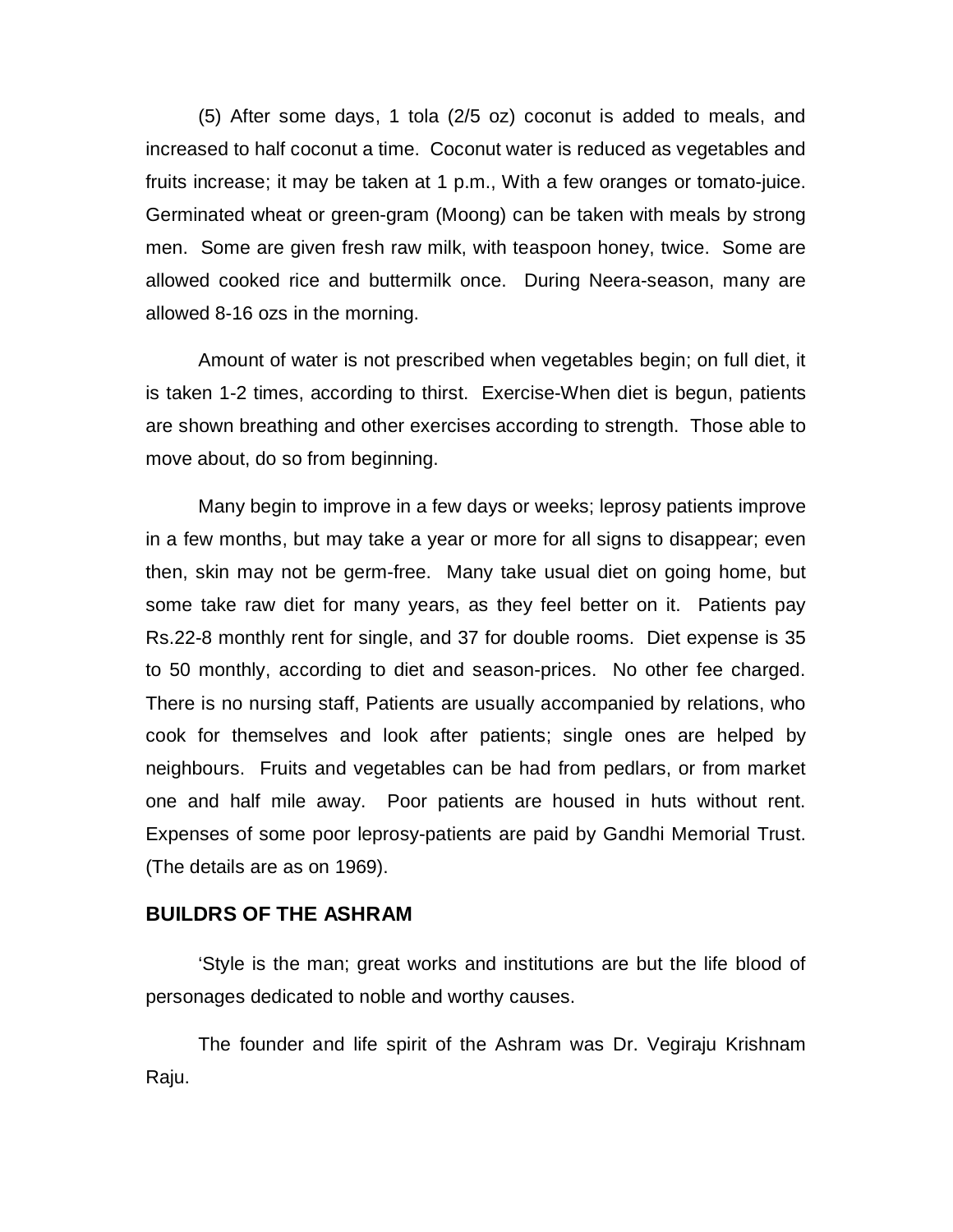(5) After some days, 1 tola (2/5 oz) coconut is added to meals, and increased to half coconut a time. Coconut water is reduced as vegetables and fruits increase; it may be taken at 1 p.m., With a few oranges or tomato-juice. Germinated wheat or green-gram (Moong) can be taken with meals by strong men. Some are given fresh raw milk, with teaspoon honey, twice. Some are allowed cooked rice and buttermilk once. During Neera-season, many are allowed 8-16 ozs in the morning.

Amount of water is not prescribed when vegetables begin; on full diet, it is taken 1-2 times, according to thirst. Exercise-When diet is begun, patients are shown breathing and other exercises according to strength. Those able to move about, do so from beginning.

Many begin to improve in a few days or weeks; leprosy patients improve in a few months, but may take a year or more for all signs to disappear; even then, skin may not be germ-free. Many take usual diet on going home, but some take raw diet for many years, as they feel better on it. Patients pay Rs.22-8 monthly rent for single, and 37 for double rooms. Diet expense is 35 to 50 monthly, according to diet and season-prices. No other fee charged. There is no nursing staff, Patients are usually accompanied by relations, who cook for themselves and look after patients; single ones are helped by neighbours. Fruits and vegetables can be had from pedlars, or from market one and half mile away. Poor patients are housed in huts without rent. Expenses of some poor leprosy-patients are paid by Gandhi Memorial Trust. (The details are as on 1969).

## BUILDRS OF THE ASHRAM

'Style is the man; great works and institutions are but the life blood of personages dedicated to noble and worthy causes.

The founder and life spirit of the Ashram was Dr. Vegiraju Krishnam Raju.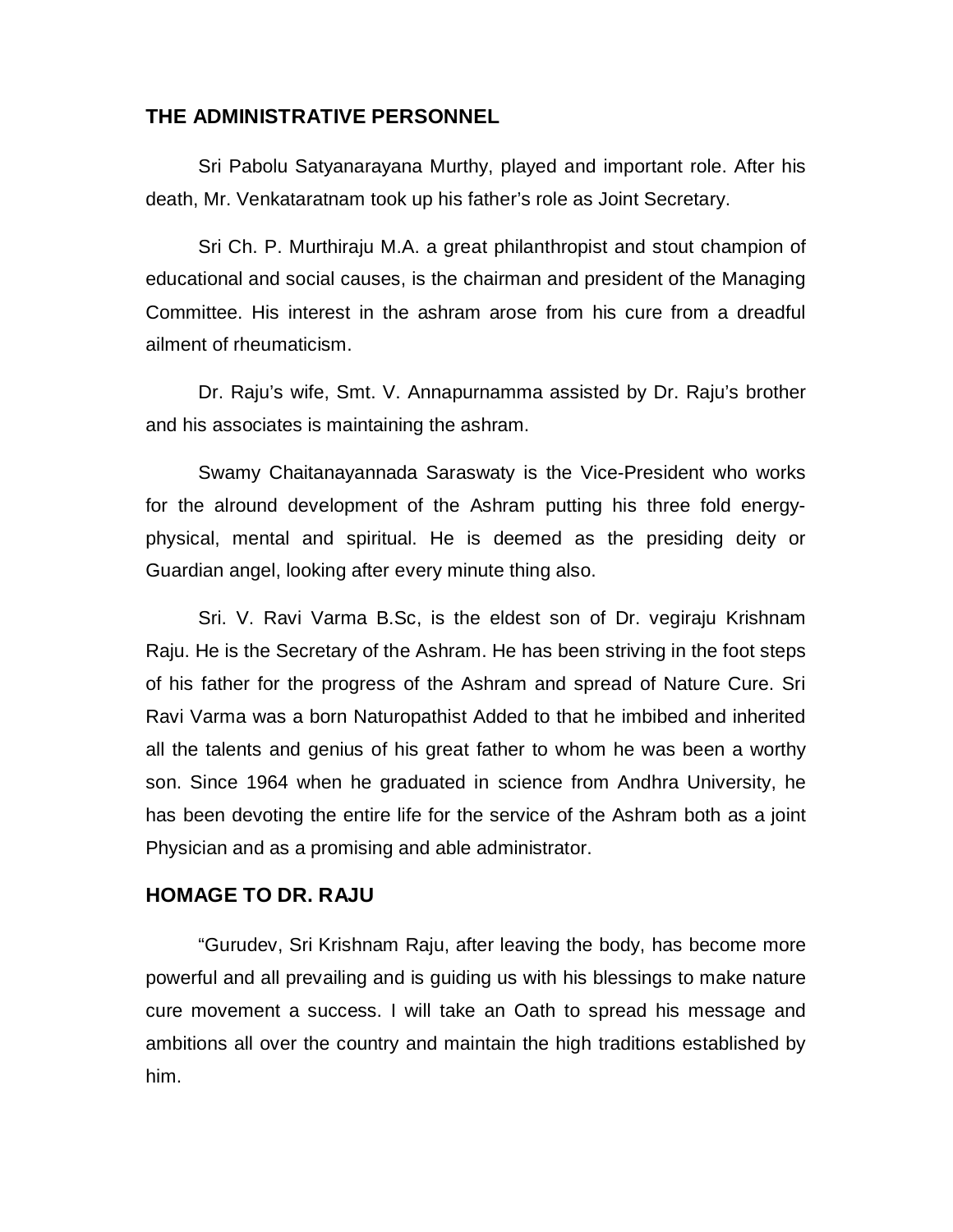## THE ADMINISTRATIVE PERSONNEL

Sri Pabolu Satyanarayana Murthy, played and important role. After his death, Mr. Venkataratnam took up his father's role as Joint Secretary.

Sri Ch. P. Murthiraju M.A. a great philanthropist and stout champion of educational and social causes, is the chairman and president of the Managing Committee. His interest in the ashram arose from his cure from a dreadful ailment of rheumaticism.

Dr. Raju's wife, Smt. V. Annapurnamma assisted by Dr. Raju's brother and his associates is maintaining the ashram.

Swamy Chaitanayannada Saraswaty is the Vice-President who works for the alround development of the Ashram putting his three fold energy-physical, mental and spiritual. He is deemed as the presiding deity or Guardian angel, looking after every minute thing also.

Sri. V. Ravi Varma B.Sc, is the eldest son of Dr. vegiraju Krishnam Raju. He is the Secretary of the Ashram. He has been striving in the foot steps of his father for the progress of the Ashram and spread of Nature Cure. Sri Ravi Varma was a born Naturopathist Added to that he imbibed and inherited all the talents and genius of his great father to whom he was been a worthy son. Since 1964 when he graduated in science from Andhra University, he has been devoting the entire life for the service of the Ashram both as a joint Physician and as a promising and able administrator.

## HOMAGE TO DR. RAJU

"Gurudev, Sri Krishnam Raju, after leaving the body, has become more powerful and all prevailing and is guiding us with his blessings to make nature cure movement a success. I will take an Oath to spread his message and ambitions all over the country and maintain the high traditions established by him.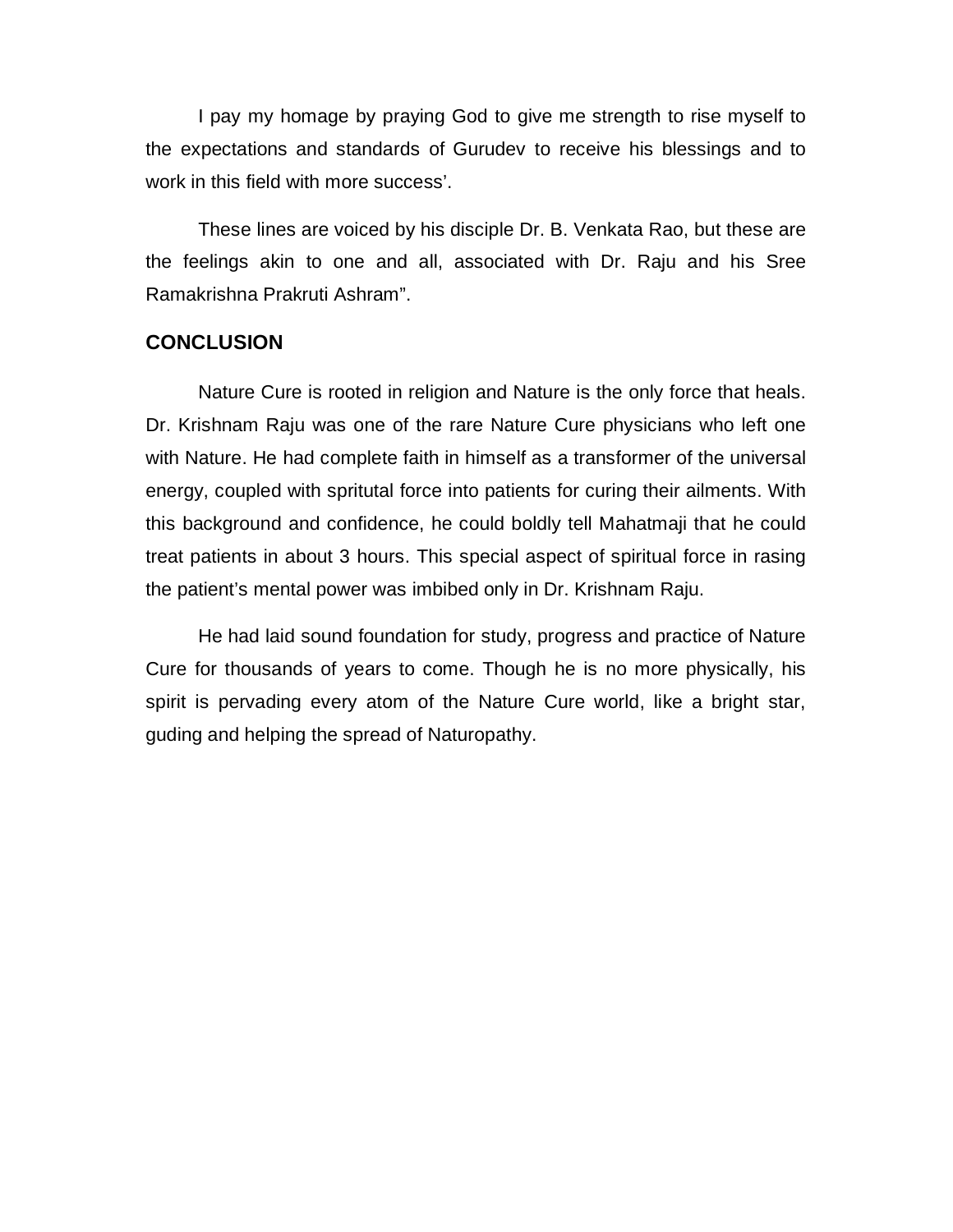I pay my homage by praying God to give me strength to rise myself to the expectations and standards of Gurudev to receive his blessings and to work in this field with more success'.

These lines are voiced by his disciple Dr. B. Venkata Rao, but these are the feelings akin to one and all, associated with Dr. Raju and his Sree Ramakrishna Prakruti Ashram".

## CONCLUSION

Nature Cure is rooted in religion and Nature is the only force that heals. Dr. Krishnam Raju was one of the rare Nature Cure physicians who left one with Nature. He had complete faith in himself as a transformer of the universal energy, coupled with spritutal force into patients for curing their ailments. With this background and confidence, he could boldly tell Mahatmaji that he could treat patients in about 3 hours. This special aspect of spiritual force in rasing the patient's mental power was imbibed only in Dr. Krishnam Raju.

He had laid sound foundation for study, progress and practice of Nature Cure for thousands of years to come. Though he is no more physically, his spirit is pervading every atom of the Nature Cure world, like a bright star, guding and helping the spread of Naturopathy.